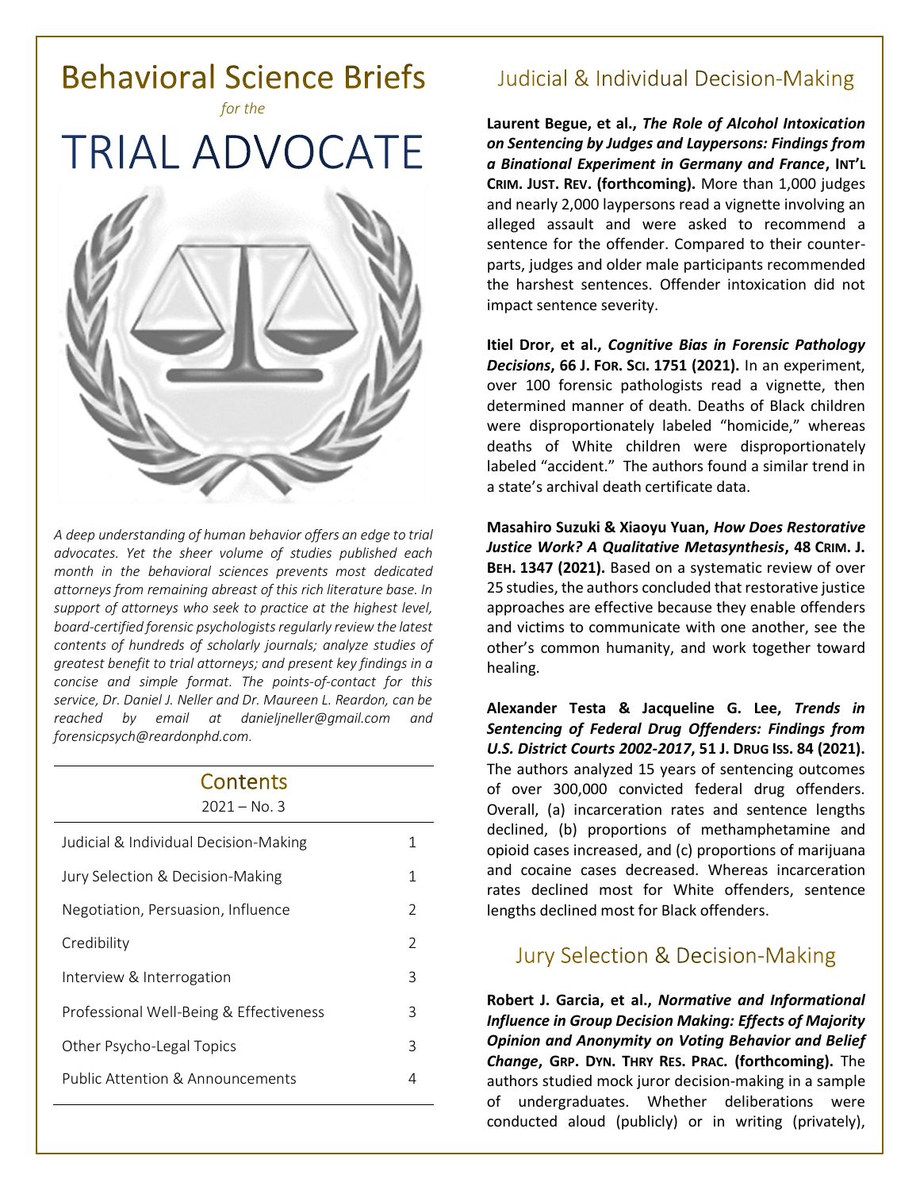# Behavioral Science Briefs

*for the*

# TRIAL ADVOCATE

*A deep understanding of human behavior offers an edge to trial advocates. Yet the sheer volume of studies published each month in the behavioral sciences prevents most dedicated attorneys from remaining abreast of this rich literature base. In support of attorneys who seek to practice at the highest level, board-certified forensic psychologists regularly review the latest contents of hundreds of scholarly journals; analyze studies of greatest benefit to trial attorneys; and present key findings in a concise and simple format. The points-of-contact for this service, Dr. Daniel J. Neller and Dr. Maureen L. Reardon, can be reached by email at danieljneller@gmail.com and forensicpsych@reardonphd.com.*

## Contents

2021 – No. 3

| | |
|---|---|
| Judicial & Individual Decision-Making | 1 |
| Jury Selection & Decision-Making | 1 |
| Negotiation, Persuasion, Influence | 2 |
| Credibility | 2 |
| Interview & Interrogation | 3 |
| Professional Well-Being & Effectiveness | 3 |
| Other Psycho-Legal Topics | 3 |
| Public Attention & Announcements | 4 |

## Judicial & Individual Decision-Making

**Laurent Begue, et al., *The Role of Alcohol Intoxication on Sentencing by Judges and Laypersons: Findings from a Binational Experiment in Germany and France*, INT'L CRIM. JUST. REV. (forthcoming).** More than 1,000 judges and nearly 2,000 laypersons read a vignette involving an alleged assault and were asked to recommend a sentence for the offender. Compared to their counterparts, judges and older male participants recommended the harshest sentences. Offender intoxication did not impact sentence severity.

**Itiel Dror, et al., *Cognitive Bias in Forensic Pathology Decisions*, 66 J. FOR. SCI. 1751 (2021).** In an experiment, over 100 forensic pathologists read a vignette, then determined manner of death. Deaths of Black children were disproportionately labeled "homicide," whereas deaths of White children were disproportionately labeled "accident." The authors found a similar trend in a state's archival death certificate data.

**Masahiro Suzuki & Xiaoyu Yuan, *How Does Restorative Justice Work? A Qualitative Metasynthesis*, 48 CRIM. J. BEH. 1347 (2021).** Based on a systematic review of over 25 studies, the authors concluded that restorative justice approaches are effective because they enable offenders and victims to communicate with one another, see the other's common humanity, and work together toward healing.

**Alexander Testa & Jacqueline G. Lee, *Trends in Sentencing of Federal Drug Offenders: Findings from U.S. District Courts 2002-2017*, 51 J. DRUG ISS. 84 (2021).** The authors analyzed 15 years of sentencing outcomes of over 300,000 convicted federal drug offenders. Overall, (a) incarceration rates and sentence lengths declined, (b) proportions of methamphetamine and opioid cases increased, and (c) proportions of marijuana and cocaine cases decreased. Whereas incarceration rates declined most for White offenders, sentence lengths declined most for Black offenders.

## Jury Selection & Decision-Making

**Robert J. Garcia, et al., *Normative and Informational Influence in Group Decision Making: Effects of Majority Opinion and Anonymity on Voting Behavior and Belief Change*, GRP. DYN. THRY RES. PRAC. (forthcoming).** The authors studied mock juror decision-making in a sample of undergraduates. Whether deliberations were conducted aloud (publicly) or in writing (privately),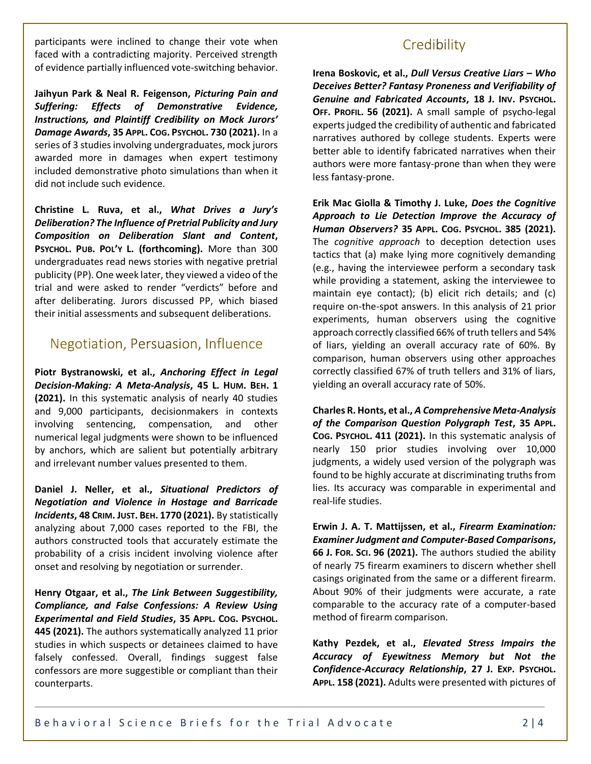participants were inclined to change their vote when faced with a contradicting majority. Perceived strength of evidence partially influenced vote-switching behavior.

**Jaihyun Park & Neal R. Feigenson, *Picturing Pain and Suffering: Effects of Demonstrative Evidence, Instructions, and Plaintiff Credibility on Mock Jurors' Damage Awards*, 35 Appl. Cog. Psychol. 730 (2021).** In a series of 3 studies involving undergraduates, mock jurors awarded more in damages when expert testimony included demonstrative photo simulations than when it did not include such evidence.

**Christine L. Ruva, et al., *What Drives a Jury's Deliberation? The Influence of Pretrial Publicity and Jury Composition on Deliberation Slant and Content*, Psychol. Pub. Pol'y L. (forthcoming).** More than 300 undergraduates read news stories with negative pretrial publicity (PP). One week later, they viewed a video of the trial and were asked to render "verdicts" before and after deliberating. Jurors discussed PP, which biased their initial assessments and subsequent deliberations.

## Negotiation, Persuasion, Influence

**Piotr Bystranowski, et al., *Anchoring Effect in Legal Decision-Making: A Meta-Analysis*, 45 L. Hum. Beh. 1 (2021).** In this systematic analysis of nearly 40 studies and 9,000 participants, decisionmakers in contexts involving sentencing, compensation, and other numerical legal judgments were shown to be influenced by anchors, which are salient but potentially arbitrary and irrelevant number values presented to them.

**Daniel J. Neller, et al., *Situational Predictors of Negotiation and Violence in Hostage and Barricade Incidents*, 48 Crim. Just. Beh. 1770 (2021).** By statistically analyzing about 7,000 cases reported to the FBI, the authors constructed tools that accurately estimate the probability of a crisis incident involving violence after onset and resolving by negotiation or surrender.

**Henry Otgaar, et al., *The Link Between Suggestibility, Compliance, and False Confessions: A Review Using Experimental and Field Studies*, 35 Appl. Cog. Psychol. 445 (2021).** The authors systematically analyzed 11 prior studies in which suspects or detainees claimed to have falsely confessed. Overall, findings suggest false confessors are more suggestible or compliant than their counterparts.

## Credibility

**Irena Boskovic, et al., *Dull Versus Creative Liars – Who Deceives Better? Fantasy Proneness and Verifiability of Genuine and Fabricated Accounts*, 18 J. Inv. Psychol. Off. Profil. 56 (2021).** A small sample of psycho-legal experts judged the credibility of authentic and fabricated narratives authored by college students. Experts were better able to identify fabricated narratives when their authors were more fantasy-prone than when they were less fantasy-prone.

**Erik Mac Giolla & Timothy J. Luke, *Does the Cognitive Approach to Lie Detection Improve the Accuracy of Human Observers?* 35 Appl. Cog. Psychol. 385 (2021).** The *cognitive approach* to deception detection uses tactics that (a) make lying more cognitively demanding (e.g., having the interviewee perform a secondary task while providing a statement, asking the interviewee to maintain eye contact); (b) elicit rich details; and (c) require on-the-spot answers. In this analysis of 21 prior experiments, human observers using the cognitive approach correctly classified 66% of truth tellers and 54% of liars, yielding an overall accuracy rate of 60%. By comparison, human observers using other approaches correctly classified 67% of truth tellers and 31% of liars, yielding an overall accuracy rate of 50%.

**Charles R. Honts, et al., *A Comprehensive Meta-Analysis of the Comparison Question Polygraph Test*, 35 Appl. Cog. Psychol. 411 (2021).** In this systematic analysis of nearly 150 prior studies involving over 10,000 judgments, a widely used version of the polygraph was found to be highly accurate at discriminating truths from lies. Its accuracy was comparable in experimental and real-life studies.

**Erwin J. A. T. Mattijssen, et al., *Firearm Examination: Examiner Judgment and Computer-Based Comparisons*, 66 J. For. Sci. 96 (2021).** The authors studied the ability of nearly 75 firearm examiners to discern whether shell casings originated from the same or a different firearm. About 90% of their judgments were accurate, a rate comparable to the accuracy rate of a computer-based method of firearm comparison.

**Kathy Pezdek, et al., *Elevated Stress Impairs the Accuracy of Eyewitness Memory but Not the Confidence-Accuracy Relationship*, 27 J. Exp. Psychol. Appl. 158 (2021).** Adults were presented with pictures of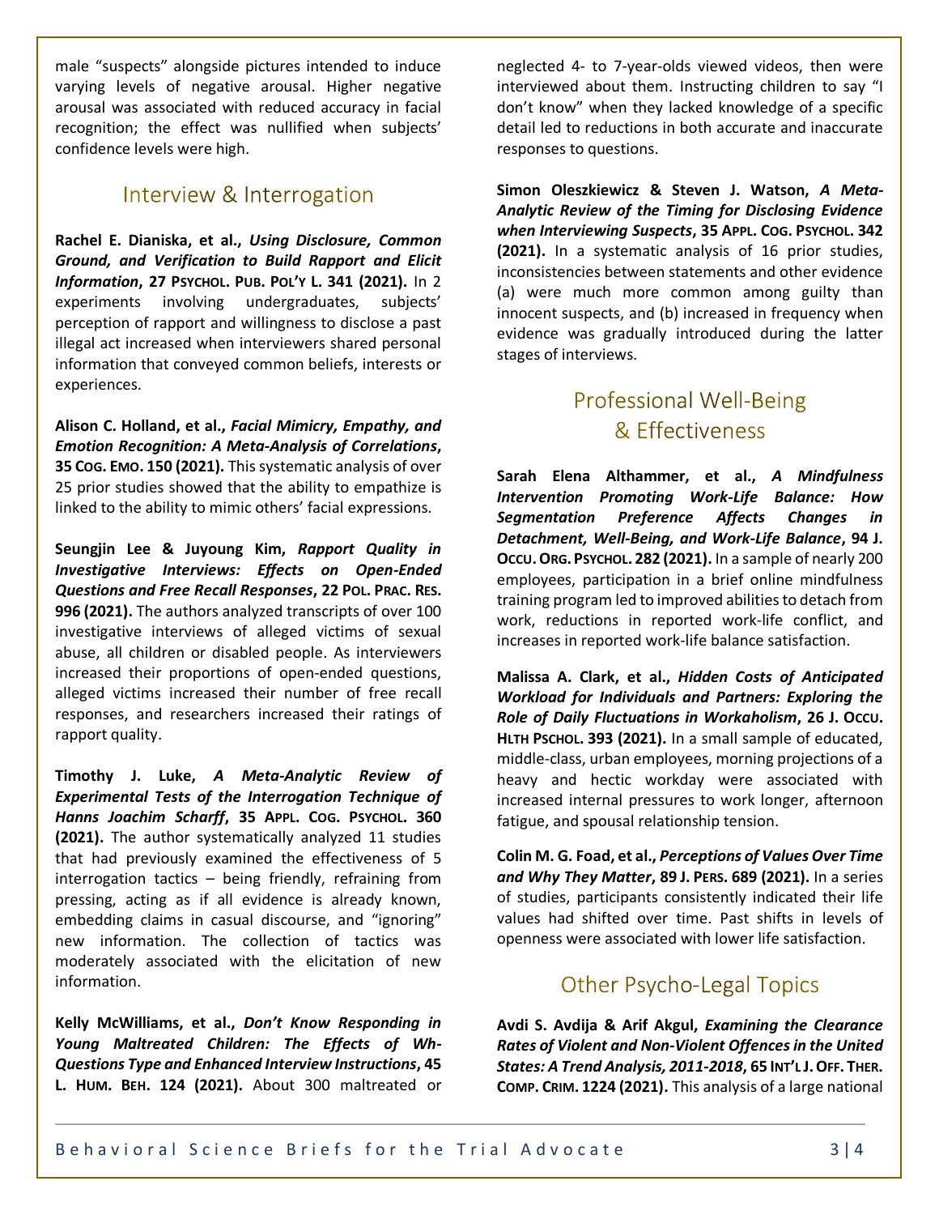male "suspects" alongside pictures intended to induce varying levels of negative arousal. Higher negative arousal was associated with reduced accuracy in facial recognition; the effect was nullified when subjects' confidence levels were high.

## Interview & Interrogation

**Rachel E. Dianiska, et al., *Using Disclosure, Common Ground, and Verification to Build Rapport and Elicit Information*, 27 Psychol. Pub. Pol'y L. 341 (2021).** In 2 experiments involving undergraduates, subjects' perception of rapport and willingness to disclose a past illegal act increased when interviewers shared personal information that conveyed common beliefs, interests or experiences.

**Alison C. Holland, et al., *Facial Mimicry, Empathy, and Emotion Recognition: A Meta-Analysis of Correlations*, 35 Cog. Emo. 150 (2021).** This systematic analysis of over 25 prior studies showed that the ability to empathize is linked to the ability to mimic others' facial expressions.

**Seungjin Lee & Juyoung Kim, *Rapport Quality in Investigative Interviews: Effects on Open-Ended Questions and Free Recall Responses*, 22 Pol. Prac. Res. 996 (2021).** The authors analyzed transcripts of over 100 investigative interviews of alleged victims of sexual abuse, all children or disabled people. As interviewers increased their proportions of open-ended questions, alleged victims increased their number of free recall responses, and researchers increased their ratings of rapport quality.

**Timothy J. Luke, *A Meta-Analytic Review of Experimental Tests of the Interrogation Technique of Hanns Joachim Scharff*, 35 Appl. Cog. Psychol. 360 (2021).** The author systematically analyzed 11 studies that had previously examined the effectiveness of 5 interrogation tactics – being friendly, refraining from pressing, acting as if all evidence is already known, embedding claims in casual discourse, and "ignoring" new information. The collection of tactics was moderately associated with the elicitation of new information.

**Kelly McWilliams, et al., *Don't Know Responding in Young Maltreated Children: The Effects of Wh-Questions Type and Enhanced Interview Instructions*, 45 L. Hum. Beh. 124 (2021).** About 300 maltreated or neglected 4- to 7-year-olds viewed videos, then were interviewed about them. Instructing children to say "I don't know" when they lacked knowledge of a specific detail led to reductions in both accurate and inaccurate responses to questions.

**Simon Oleszkiewicz & Steven J. Watson, *A Meta-Analytic Review of the Timing for Disclosing Evidence when Interviewing Suspects*, 35 Appl. Cog. Psychol. 342 (2021).** In a systematic analysis of 16 prior studies, inconsistencies between statements and other evidence (a) were much more common among guilty than innocent suspects, and (b) increased in frequency when evidence was gradually introduced during the latter stages of interviews.

## Professional Well-Being & Effectiveness

**Sarah Elena Althammer, et al., *A Mindfulness Intervention Promoting Work-Life Balance: How Segmentation Preference Affects Changes in Detachment, Well-Being, and Work-Life Balance*, 94 J. Occu. Org. Psychol. 282 (2021).** In a sample of nearly 200 employees, participation in a brief online mindfulness training program led to improved abilities to detach from work, reductions in reported work-life conflict, and increases in reported work-life balance satisfaction.

**Malissa A. Clark, et al., *Hidden Costs of Anticipated Workload for Individuals and Partners: Exploring the Role of Daily Fluctuations in Workaholism*, 26 J. Occu. Hlth Pschol. 393 (2021).** In a small sample of educated, middle-class, urban employees, morning projections of a heavy and hectic workday were associated with increased internal pressures to work longer, afternoon fatigue, and spousal relationship tension.

**Colin M. G. Foad, et al., *Perceptions of Values Over Time and Why They Matter*, 89 J. Pers. 689 (2021).** In a series of studies, participants consistently indicated their life values had shifted over time. Past shifts in levels of openness were associated with lower life satisfaction.

## Other Psycho-Legal Topics

**Avdi S. Avdija & Arif Akgul, *Examining the Clearance Rates of Violent and Non-Violent Offences in the United States: A Trend Analysis, 2011-2018*, 65 Int'l J. Off. Ther. Comp. Crim. 1224 (2021).** This analysis of a large national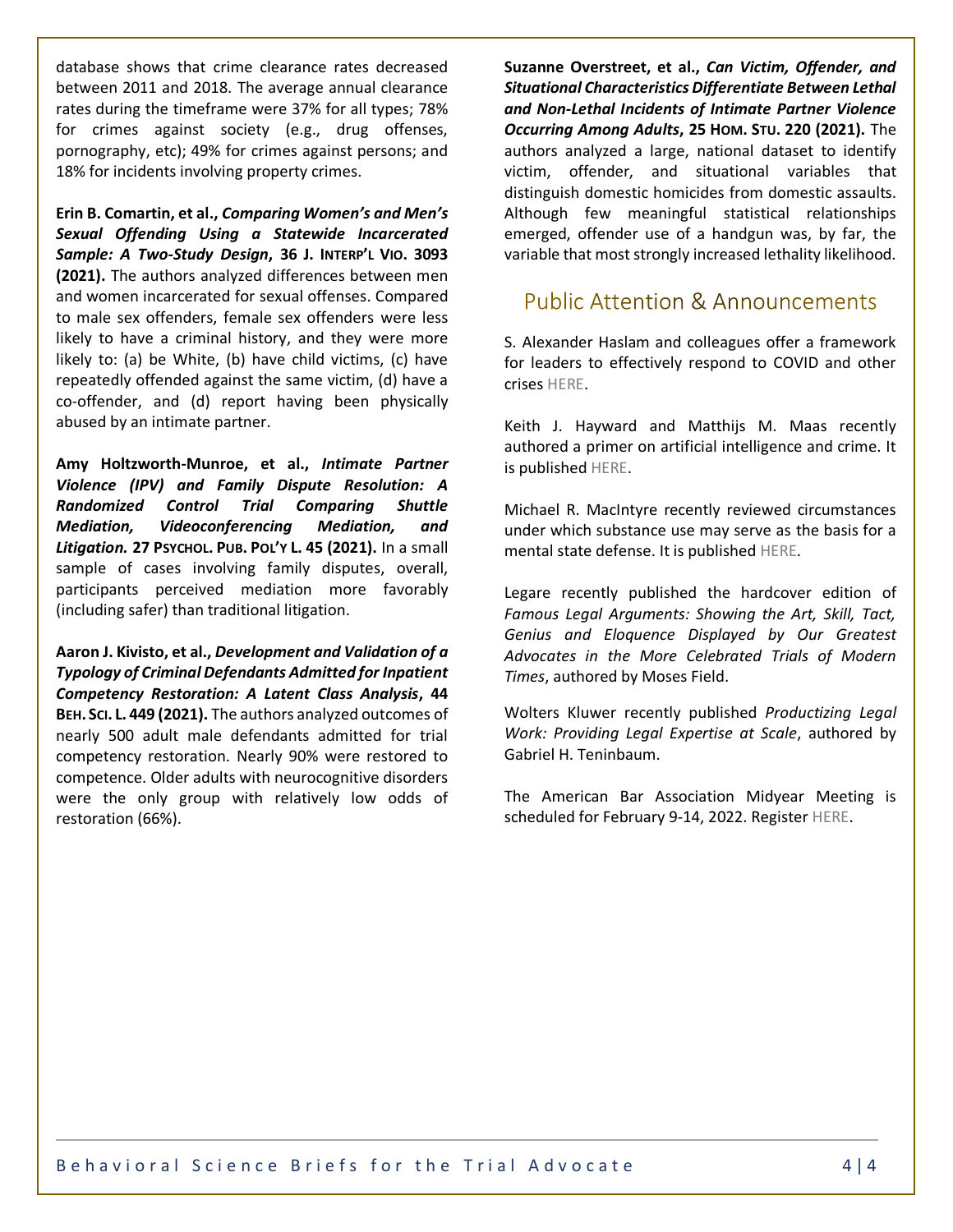database shows that crime clearance rates decreased between 2011 and 2018. The average annual clearance rates during the timeframe were 37% for all types; 78% for crimes against society (e.g., drug offenses, pornography, etc); 49% for crimes against persons; and 18% for incidents involving property crimes.

**Erin B. Comartin, et al., *Comparing Women's and Men's Sexual Offending Using a Statewide Incarcerated Sample: A Two-Study Design*, 36 J. INTERP'L VIO. 3093 (2021).** The authors analyzed differences between men and women incarcerated for sexual offenses. Compared to male sex offenders, female sex offenders were less likely to have a criminal history, and they were more likely to: (a) be White, (b) have child victims, (c) have repeatedly offended against the same victim, (d) have a co-offender, and (d) report having been physically abused by an intimate partner.

**Amy Holtzworth-Munroe, et al., *Intimate Partner Violence (IPV) and Family Dispute Resolution: A Randomized Control Trial Comparing Shuttle Mediation, Videoconferencing Mediation, and Litigation.* 27 PSYCHOL. PUB. POL'Y L. 45 (2021).** In a small sample of cases involving family disputes, overall, participants perceived mediation more favorably (including safer) than traditional litigation.

**Aaron J. Kivisto, et al., *Development and Validation of a Typology of Criminal Defendants Admitted for Inpatient Competency Restoration: A Latent Class Analysis*, 44 BEH. SCI. L. 449 (2021).** The authors analyzed outcomes of nearly 500 adult male defendants admitted for trial competency restoration. Nearly 90% were restored to competence. Older adults with neurocognitive disorders were the only group with relatively low odds of restoration (66%).

**Suzanne Overstreet, et al., *Can Victim, Offender, and Situational Characteristics Differentiate Between Lethal and Non-Lethal Incidents of Intimate Partner Violence Occurring Among Adults*, 25 HOM. STU. 220 (2021).** The authors analyzed a large, national dataset to identify victim, offender, and situational variables that distinguish domestic homicides from domestic assaults. Although few meaningful statistical relationships emerged, offender use of a handgun was, by far, the variable that most strongly increased lethality likelihood.

## Public Attention & Announcements

S. Alexander Haslam and colleagues offer a framework for leaders to effectively respond to COVID and other crises HERE.

Keith J. Hayward and Matthijs M. Maas recently authored a primer on artificial intelligence and crime. It is published HERE.

Michael R. MacIntyre recently reviewed circumstances under which substance use may serve as the basis for a mental state defense. It is published HERE.

Legare recently published the hardcover edition of *Famous Legal Arguments: Showing the Art, Skill, Tact, Genius and Eloquence Displayed by Our Greatest Advocates in the More Celebrated Trials of Modern Times*, authored by Moses Field.

Wolters Kluwer recently published *Productizing Legal Work: Providing Legal Expertise at Scale*, authored by Gabriel H. Teninbaum.

The American Bar Association Midyear Meeting is scheduled for February 9-14, 2022. Register HERE.